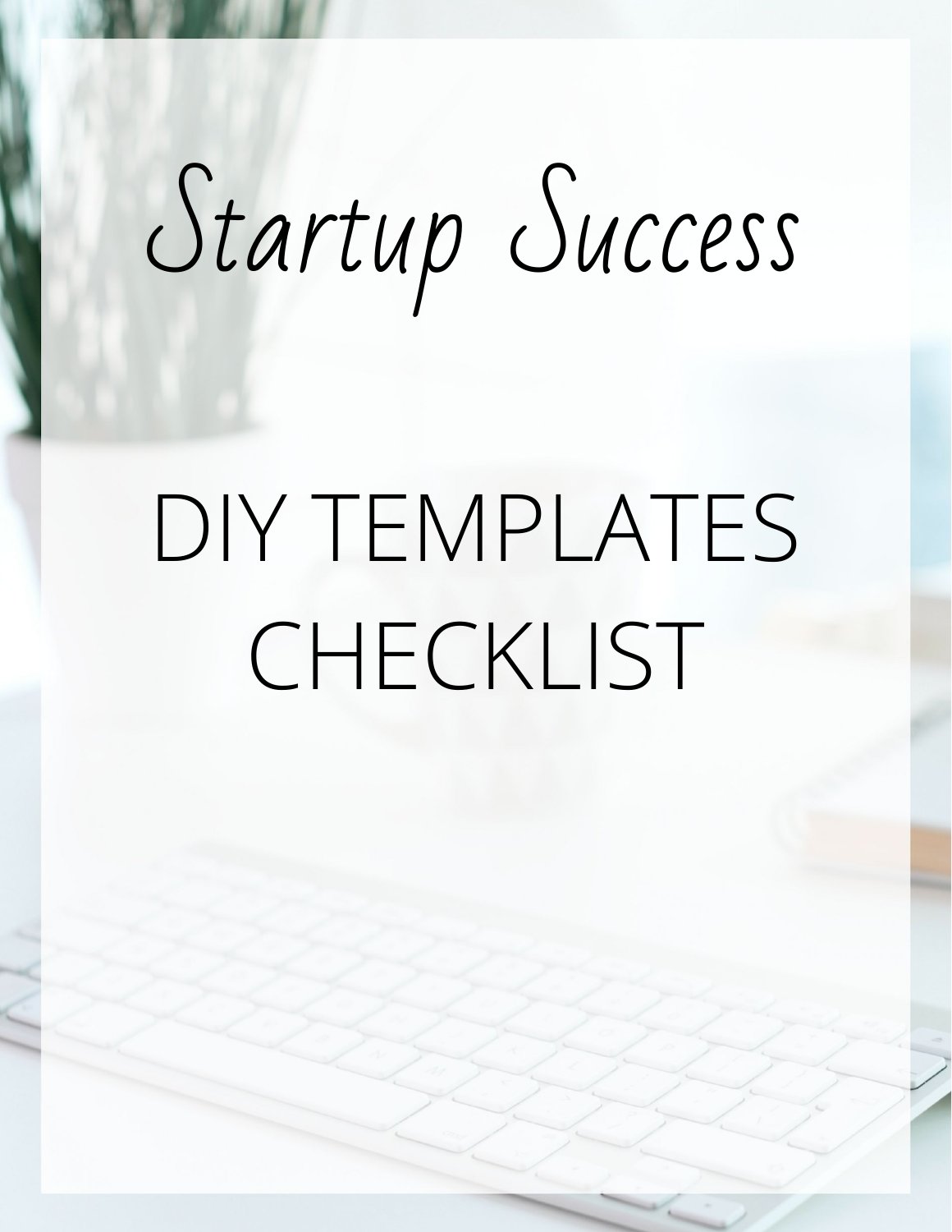# Startup Success

## DIY TEMPLATES CHECKLIST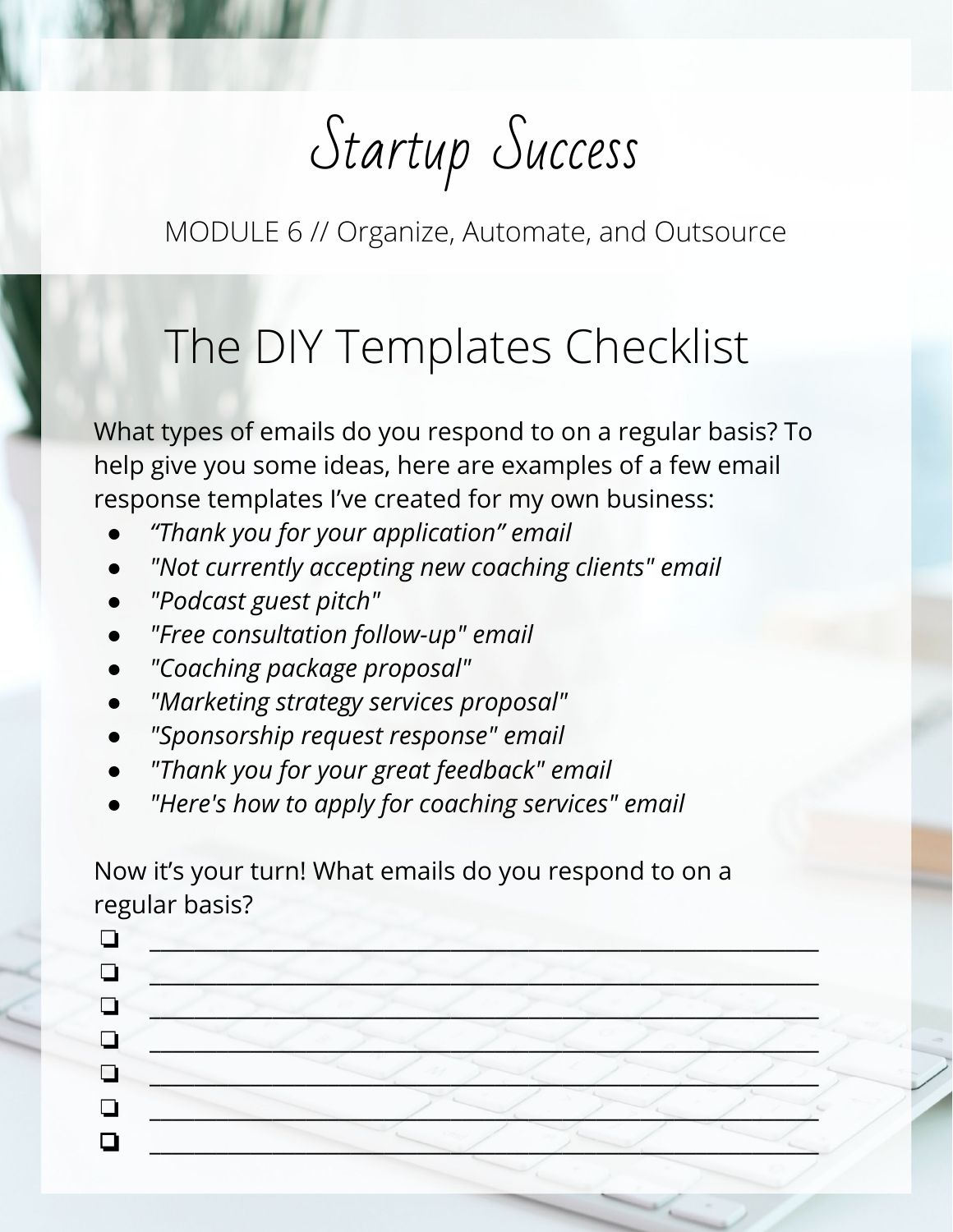# Startup Success

MODULE 6 // Organize, Automate, and Outsource

## The DIY Templates Checklist

What types of emails do you respond to on a regular basis? To help give you some ideas, here are examples of a few email response templates I've created for my own business:

- *"Thank you for your application" email*
- *"Not currently accepting new coaching clients" email*
- *"Podcast guest pitch"*
- *"Free consultation follow-up" email*
- *"Coaching package proposal"*
- *"Marketing strategy services proposal"*
- *"Sponsorship request response" email*
- *"Thank you for your great feedback" email*
- *"Here's how to apply for coaching services" email*

Now it's your turn! What emails do you respond to on a regular basis?

- [ ] ______________________________________________
- [ ] ______________________________________________
- [ ] ______________________________________________
- [ ] ______________________________________________
- [ ] ______________________________________________
- [ ] ______________________________________________
- [ ] ______________________________________________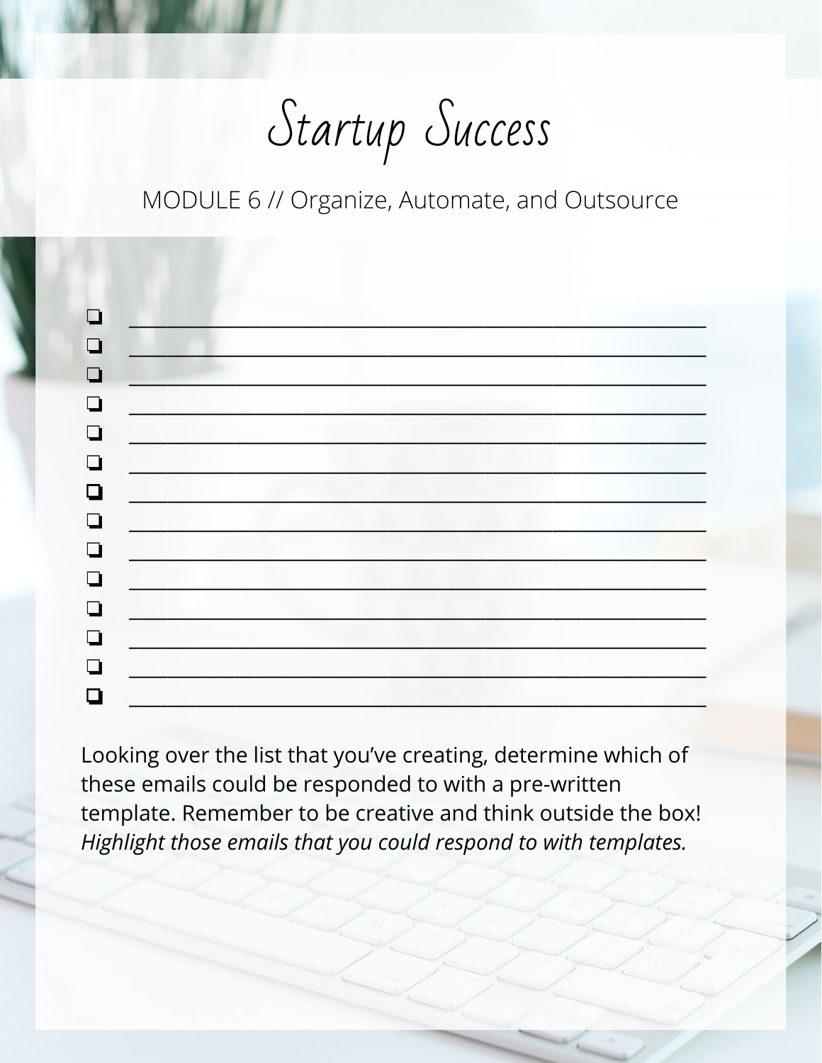# Startup Success

MODULE 6 // Organize, Automate, and Outsource

- ❏ ____________________________________________________________
- ❏ ____________________________________________________________
- ❏ ____________________________________________________________
- ❏ ____________________________________________________________
- ❏ ____________________________________________________________
- ❏ ____________________________________________________________
- ❏ ____________________________________________________________
- ❏ ____________________________________________________________
- ❏ ____________________________________________________________
- ❏ ____________________________________________________________
- ❏ ____________________________________________________________
- ❏ ____________________________________________________________
- ❏ ____________________________________________________________
- ❏ ____________________________________________________________

Looking over the list that you've creating, determine which of these emails could be responded to with a pre-written template. Remember to be creative and think outside the box! *Highlight those emails that you could respond to with templates.*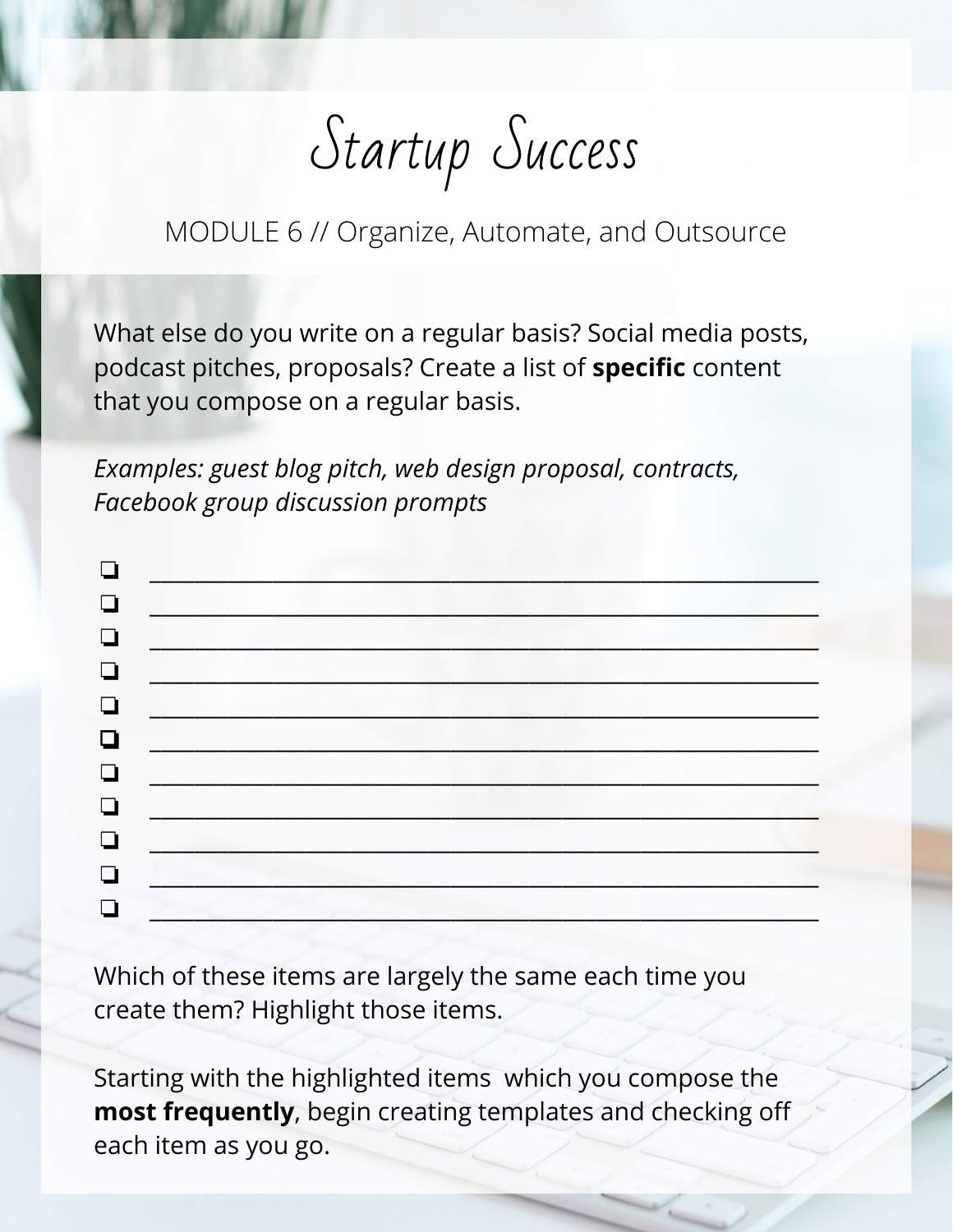# Startup Success

MODULE 6 // Organize, Automate, and Outsource

What else do you write on a regular basis? Social media posts, podcast pitches, proposals? Create a list of **specific** content that you compose on a regular basis.

*Examples: guest blog pitch, web design proposal, contracts, Facebook group discussion prompts*

- ❏ ______________________________________________
- ❏ ______________________________________________
- ❏ ______________________________________________
- ❏ ______________________________________________
- ❏ ______________________________________________
- ❏ ______________________________________________
- ❏ ______________________________________________
- ❏ ______________________________________________
- ❏ ______________________________________________
- ❏ ______________________________________________
- ❏ ______________________________________________

Which of these items are largely the same each time you create them? Highlight those items.

Starting with the highlighted items which you compose the **most frequently**, begin creating templates and checking off each item as you go.